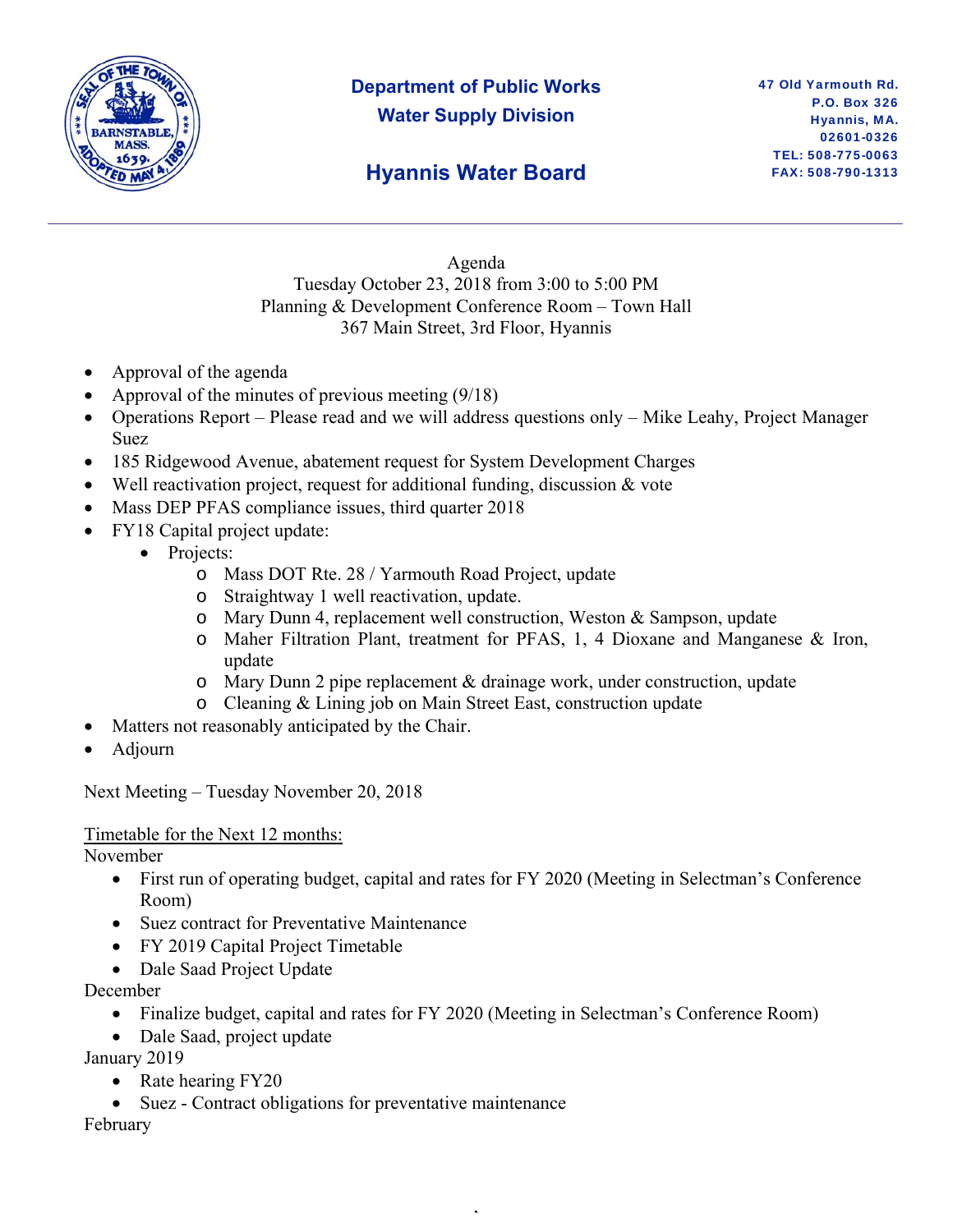**Department of Public Works**
**Water Supply Division**

## Hyannis Water Board

47 Old Yarmouth Rd.
P.O. Box 326
Hyannis, MA.
02601-0326
TEL: 508-775-0063
FAX: 508-790-1313

---

Agenda
Tuesday October 23, 2018 from 3:00 to 5:00 PM
Planning & Development Conference Room – Town Hall
367 Main Street, 3rd Floor, Hyannis

- Approval of the agenda
- Approval of the minutes of previous meeting (9/18)
- Operations Report – Please read and we will address questions only – Mike Leahy, Project Manager Suez
- 185 Ridgewood Avenue, abatement request for System Development Charges
- Well reactivation project, request for additional funding, discussion & vote
- Mass DEP PFAS compliance issues, third quarter 2018
- FY18 Capital project update:
    - Projects:
        - Mass DOT Rte. 28 / Yarmouth Road Project, update
        - Straightway 1 well reactivation, update.
        - Mary Dunn 4, replacement well construction, Weston & Sampson, update
        - Maher Filtration Plant, treatment for PFAS, 1, 4 Dioxane and Manganese & Iron, update
        - Mary Dunn 2 pipe replacement & drainage work, under construction, update
        - Cleaning & Lining job on Main Street East, construction update
- Matters not reasonably anticipated by the Chair.
- Adjourn

Next Meeting – Tuesday November 20, 2018

Timetable for the Next 12 months:

November
- First run of operating budget, capital and rates for FY 2020 (Meeting in Selectman's Conference Room)
- Suez contract for Preventative Maintenance
- FY 2019 Capital Project Timetable
- Dale Saad Project Update

December
- Finalize budget, capital and rates for FY 2020 (Meeting in Selectman's Conference Room)
- Dale Saad, project update

January 2019
- Rate hearing FY20
- Suez - Contract obligations for preventative maintenance

February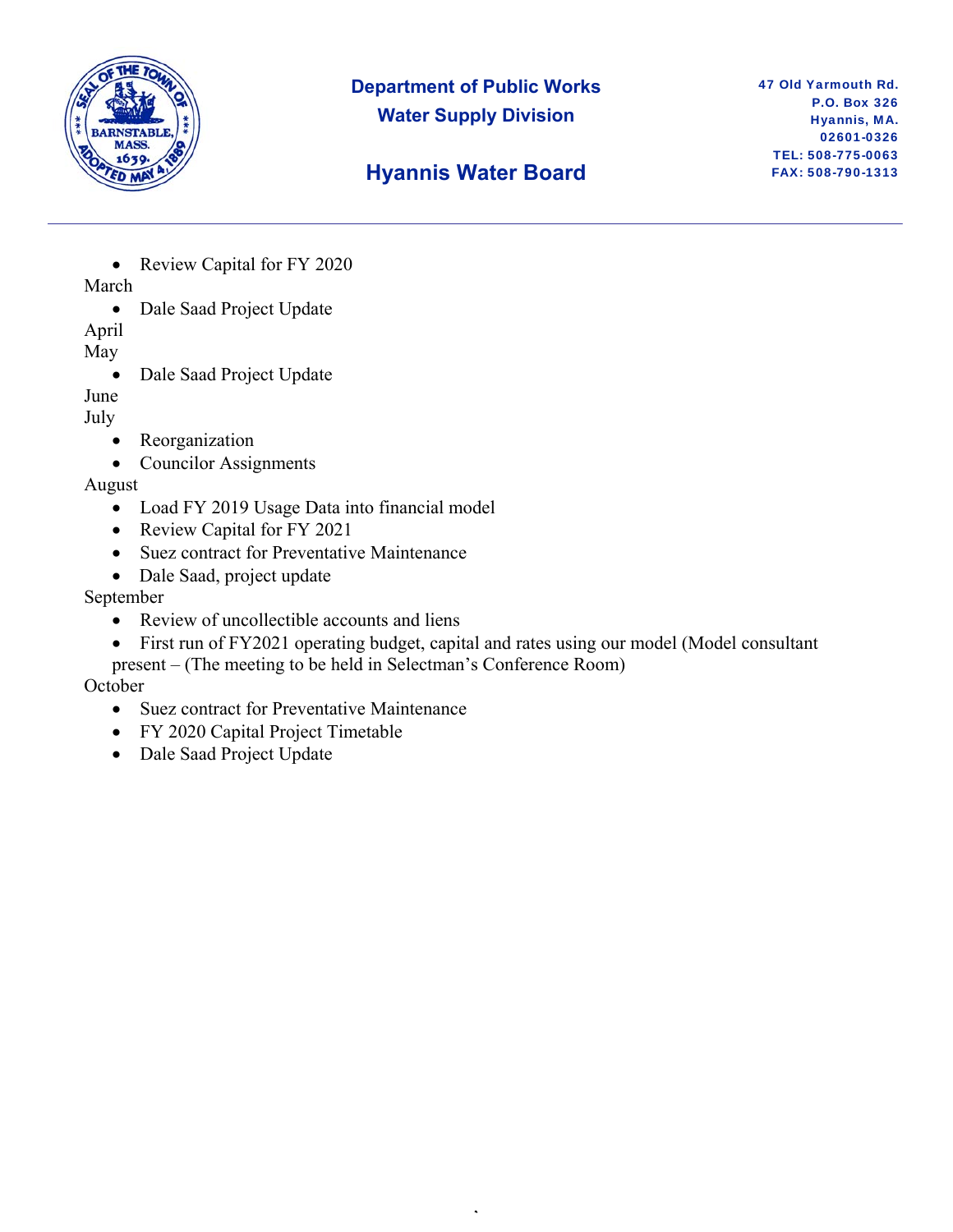- Review Capital for FY 2020

March

- Dale Saad Project Update

April

May

- Dale Saad Project Update

June

July

- Reorganization
- Councilor Assignments

August

- Load FY 2019 Usage Data into financial model
- Review Capital for FY 2021
- Suez contract for Preventative Maintenance
- Dale Saad, project update

September

- Review of uncollectible accounts and liens
- First run of FY2021 operating budget, capital and rates using our model (Model consultant present – (The meeting to be held in Selectman's Conference Room)

October

- Suez contract for Preventative Maintenance
- FY 2020 Capital Project Timetable
- Dale Saad Project Update